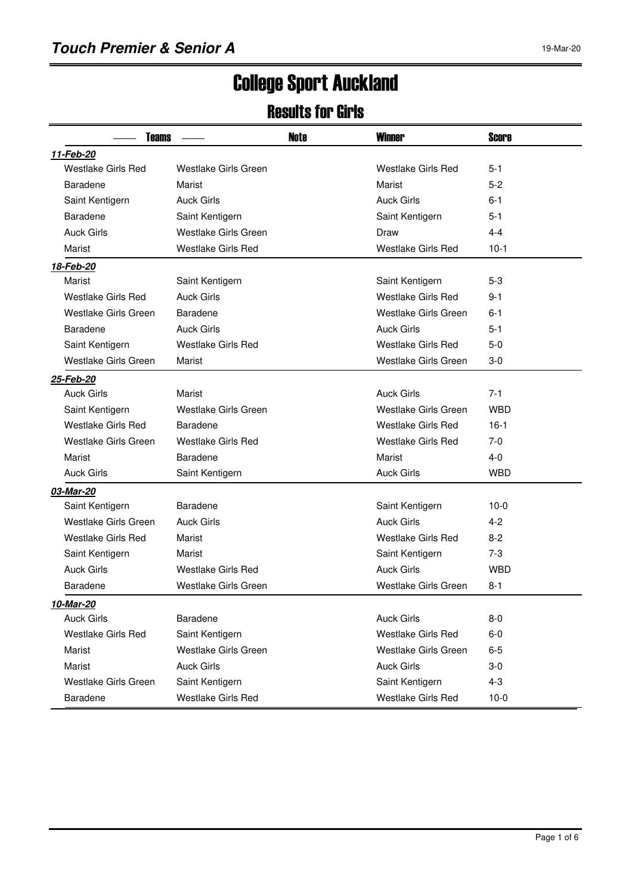# Touch Premier & Senior A

# College Sport Auckland

## Results for Girls

| Teams | | Note | Winner | Score |
|---|---|---|---|---|
| ***11-Feb-20*** | | | | |
| Westlake Girls Red | Westlake Girls Green | | Westlake Girls Red | 5-1 |
| Baradene | Marist | | Marist | 5-2 |
| Saint Kentigern | Auck Girls | | Auck Girls | 6-1 |
| Baradene | Saint Kentigern | | Saint Kentigern | 5-1 |
| Auck Girls | Westlake Girls Green | | Draw | 4-4 |
| Marist | Westlake Girls Red | | Westlake Girls Red | 10-1 |
| ***18-Feb-20*** | | | | |
| Marist | Saint Kentigern | | Saint Kentigern | 5-3 |
| Westlake Girls Red | Auck Girls | | Westlake Girls Red | 9-1 |
| Westlake Girls Green | Baradene | | Westlake Girls Green | 6-1 |
| Baradene | Auck Girls | | Auck Girls | 5-1 |
| Saint Kentigern | Westlake Girls Red | | Westlake Girls Red | 5-0 |
| Westlake Girls Green | Marist | | Westlake Girls Green | 3-0 |
| ***25-Feb-20*** | | | | |
| Auck Girls | Marist | | Auck Girls | 7-1 |
| Saint Kentigern | Westlake Girls Green | | Westlake Girls Green | WBD |
| Westlake Girls Red | Baradene | | Westlake Girls Red | 16-1 |
| Westlake Girls Green | Westlake Girls Red | | Westlake Girls Red | 7-0 |
| Marist | Baradene | | Marist | 4-0 |
| Auck Girls | Saint Kentigern | | Auck Girls | WBD |
| ***03-Mar-20*** | | | | |
| Saint Kentigern | Baradene | | Saint Kentigern | 10-0 |
| Westlake Girls Green | Auck Girls | | Auck Girls | 4-2 |
| Westlake Girls Red | Marist | | Westlake Girls Red | 8-2 |
| Saint Kentigern | Marist | | Saint Kentigern | 7-3 |
| Auck Girls | Westlake Girls Red | | Auck Girls | WBD |
| Baradene | Westlake Girls Green | | Westlake Girls Green | 8-1 |
| ***10-Mar-20*** | | | | |
| Auck Girls | Baradene | | Auck Girls | 8-0 |
| Westlake Girls Red | Saint Kentigern | | Westlake Girls Red | 6-0 |
| Marist | Westlake Girls Green | | Westlake Girls Green | 6-5 |
| Marist | Auck Girls | | Auck Girls | 3-0 |
| Westlake Girls Green | Saint Kentigern | | Saint Kentigern | 4-3 |
| Baradene | Westlake Girls Red | | Westlake Girls Red | 10-0 |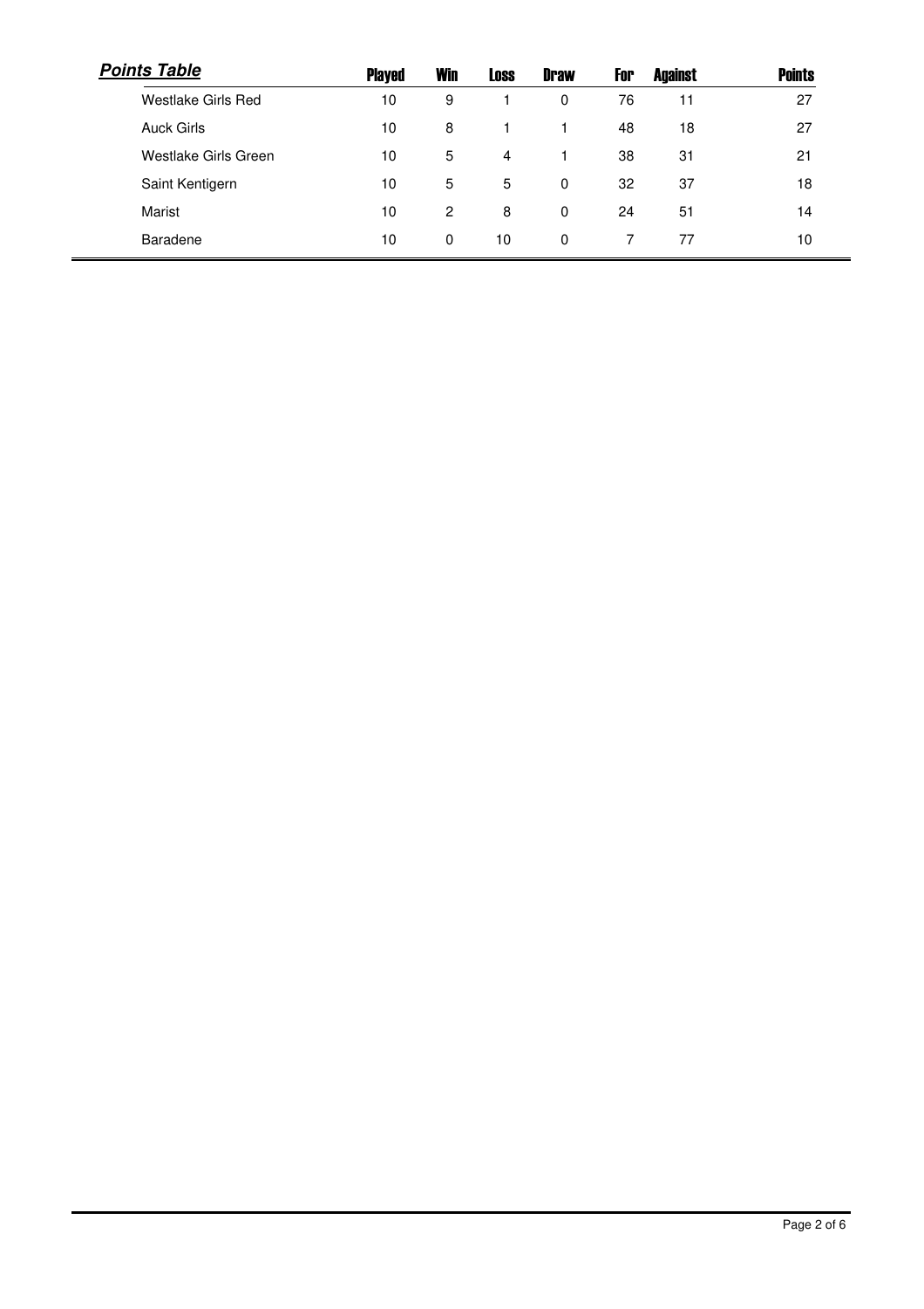***Points Table***

| | Played | Win | Loss | Draw | For | Against | Points |
|---|---|---|---|---|---|---|---|
| Westlake Girls Red | 10 | 9 | 1 | 0 | 76 | 11 | 27 |
| Auck Girls | 10 | 8 | 1 | 1 | 48 | 18 | 27 |
| Westlake Girls Green | 10 | 5 | 4 | 1 | 38 | 31 | 21 |
| Saint Kentigern | 10 | 5 | 5 | 0 | 32 | 37 | 18 |
| Marist | 10 | 2 | 8 | 0 | 24 | 51 | 14 |
| Baradene | 10 | 0 | 10 | 0 | 7 | 77 | 10 |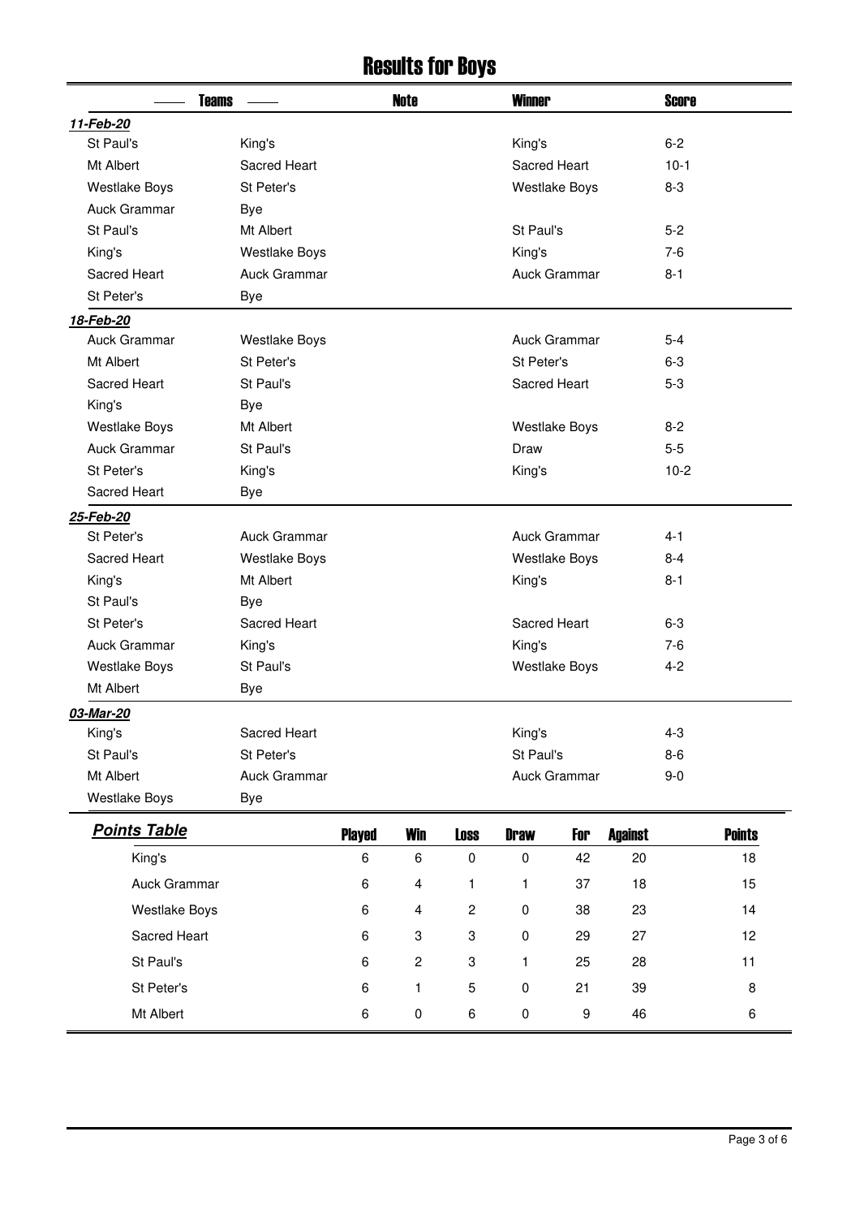# Results for Boys

| Teams | | Note | Winner | Score |
|---|---|---|---|---|
| ***11-Feb-20*** | | | | |
| St Paul's | King's | | King's | 6-2 |
| Mt Albert | Sacred Heart | | Sacred Heart | 10-1 |
| Westlake Boys | St Peter's | | Westlake Boys | 8-3 |
| Auck Grammar | Bye | | | |
| St Paul's | Mt Albert | | St Paul's | 5-2 |
| King's | Westlake Boys | | King's | 7-6 |
| Sacred Heart | Auck Grammar | | Auck Grammar | 8-1 |
| St Peter's | Bye | | | |
| ***18-Feb-20*** | | | | |
| Auck Grammar | Westlake Boys | | Auck Grammar | 5-4 |
| Mt Albert | St Peter's | | St Peter's | 6-3 |
| Sacred Heart | St Paul's | | Sacred Heart | 5-3 |
| King's | Bye | | | |
| Westlake Boys | Mt Albert | | Westlake Boys | 8-2 |
| Auck Grammar | St Paul's | | Draw | 5-5 |
| St Peter's | King's | | King's | 10-2 |
| Sacred Heart | Bye | | | |
| ***25-Feb-20*** | | | | |
| St Peter's | Auck Grammar | | Auck Grammar | 4-1 |
| Sacred Heart | Westlake Boys | | Westlake Boys | 8-4 |
| King's | Mt Albert | | King's | 8-1 |
| St Paul's | Bye | | | |
| St Peter's | Sacred Heart | | Sacred Heart | 6-3 |
| Auck Grammar | King's | | King's | 7-6 |
| Westlake Boys | St Paul's | | Westlake Boys | 4-2 |
| Mt Albert | Bye | | | |
| ***03-Mar-20*** | | | | |
| King's | Sacred Heart | | King's | 4-3 |
| St Paul's | St Peter's | | St Paul's | 8-6 |
| Mt Albert | Auck Grammar | | Auck Grammar | 9-0 |
| Westlake Boys | Bye | | | |

## Points Table

| Team | Played | Win | Loss | Draw | For | Against | Points |
|---|---|---|---|---|---|---|---|
| King's | 6 | 6 | 0 | 0 | 42 | 20 | 18 |
| Auck Grammar | 6 | 4 | 1 | 1 | 37 | 18 | 15 |
| Westlake Boys | 6 | 4 | 2 | 0 | 38 | 23 | 14 |
| Sacred Heart | 6 | 3 | 3 | 0 | 29 | 27 | 12 |
| St Paul's | 6 | 2 | 3 | 1 | 25 | 28 | 11 |
| St Peter's | 6 | 1 | 5 | 0 | 21 | 39 | 8 |
| Mt Albert | 6 | 0 | 6 | 0 | 9 | 46 | 6 |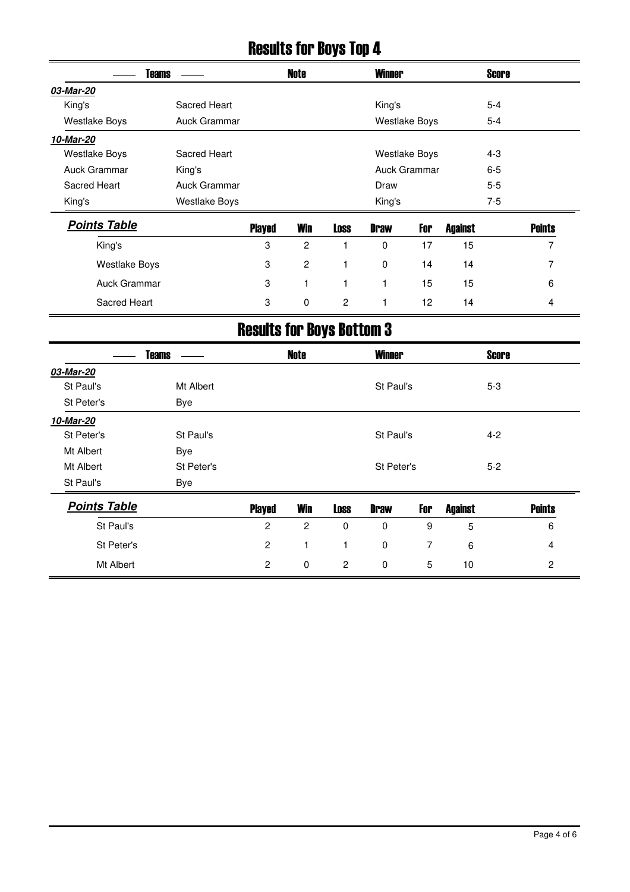# Results for Boys Top 4

| Teams | | Note | Winner | Score |
|---|---|---|---|---|
| ***03-Mar-20*** | | | | |
| King's | Sacred Heart | | King's | 5-4 |
| Westlake Boys | Auck Grammar | | Westlake Boys | 5-4 |
| ***10-Mar-20*** | | | | |
| Westlake Boys | Sacred Heart | | Westlake Boys | 4-3 |
| Auck Grammar | King's | | Auck Grammar | 6-5 |
| Sacred Heart | Auck Grammar | | Draw | 5-5 |
| King's | Westlake Boys | | King's | 7-5 |

| ***Points Table*** | Played | Win | Loss | Draw | For | Against | Points |
|---|---|---|---|---|---|---|---|
| King's | 3 | 2 | 1 | 0 | 17 | 15 | 7 |
| Westlake Boys | 3 | 2 | 1 | 0 | 14 | 14 | 7 |
| Auck Grammar | 3 | 1 | 1 | 1 | 15 | 15 | 6 |
| Sacred Heart | 3 | 0 | 2 | 1 | 12 | 14 | 4 |

# Results for Boys Bottom 3

| Teams | | Note | Winner | Score |
|---|---|---|---|---|
| ***03-Mar-20*** | | | | |
| St Paul's | Mt Albert | | St Paul's | 5-3 |
| St Peter's | Bye | | | |
| ***10-Mar-20*** | | | | |
| St Peter's | St Paul's | | St Paul's | 4-2 |
| Mt Albert | Bye | | | |
| Mt Albert | St Peter's | | St Peter's | 5-2 |
| St Paul's | Bye | | | |

| ***Points Table*** | Played | Win | Loss | Draw | For | Against | Points |
|---|---|---|---|---|---|---|---|
| St Paul's | 2 | 2 | 0 | 0 | 9 | 5 | 6 |
| St Peter's | 2 | 1 | 1 | 0 | 7 | 6 | 4 |
| Mt Albert | 2 | 0 | 2 | 0 | 5 | 10 | 2 |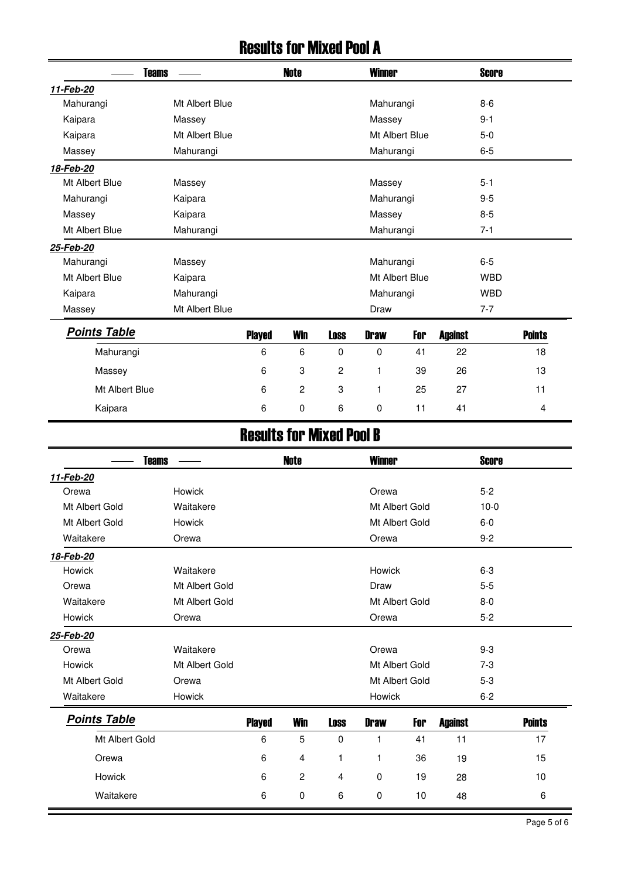# Results for Mixed Pool A

| Teams | | Note | Winner | Score |
|---|---|---|---|---|
| ***11-Feb-20*** | | | | |
| Mahurangi | Mt Albert Blue | | Mahurangi | 8-6 |
| Kaipara | Massey | | Massey | 9-1 |
| Kaipara | Mt Albert Blue | | Mt Albert Blue | 5-0 |
| Massey | Mahurangi | | Mahurangi | 6-5 |
| ***18-Feb-20*** | | | | |
| Mt Albert Blue | Massey | | Massey | 5-1 |
| Mahurangi | Kaipara | | Mahurangi | 9-5 |
| Massey | Kaipara | | Massey | 8-5 |
| Mt Albert Blue | Mahurangi | | Mahurangi | 7-1 |
| ***25-Feb-20*** | | | | |
| Mahurangi | Massey | | Mahurangi | 6-5 |
| Mt Albert Blue | Kaipara | | Mt Albert Blue | WBD |
| Kaipara | Mahurangi | | Mahurangi | WBD |
| Massey | Mt Albert Blue | | Draw | 7-7 |

| ***Points Table*** | Played | Win | Loss | Draw | For | Against | Points |
|---|---|---|---|---|---|---|---|
| Mahurangi | 6 | 6 | 0 | 0 | 41 | 22 | 18 |
| Massey | 6 | 3 | 2 | 1 | 39 | 26 | 13 |
| Mt Albert Blue | 6 | 2 | 3 | 1 | 25 | 27 | 11 |
| Kaipara | 6 | 0 | 6 | 0 | 11 | 41 | 4 |

# Results for Mixed Pool B

| Teams | | Note | Winner | Score |
|---|---|---|---|---|
| ***11-Feb-20*** | | | | |
| Orewa | Howick | | Orewa | 5-2 |
| Mt Albert Gold | Waitakere | | Mt Albert Gold | 10-0 |
| Mt Albert Gold | Howick | | Mt Albert Gold | 6-0 |
| Waitakere | Orewa | | Orewa | 9-2 |
| ***18-Feb-20*** | | | | |
| Howick | Waitakere | | Howick | 6-3 |
| Orewa | Mt Albert Gold | | Draw | 5-5 |
| Waitakere | Mt Albert Gold | | Mt Albert Gold | 8-0 |
| Howick | Orewa | | Orewa | 5-2 |
| ***25-Feb-20*** | | | | |
| Orewa | Waitakere | | Orewa | 9-3 |
| Howick | Mt Albert Gold | | Mt Albert Gold | 7-3 |
| Mt Albert Gold | Orewa | | Mt Albert Gold | 5-3 |
| Waitakere | Howick | | Howick | 6-2 |

| ***Points Table*** | Played | Win | Loss | Draw | For | Against | Points |
|---|---|---|---|---|---|---|---|
| Mt Albert Gold | 6 | 5 | 0 | 1 | 41 | 11 | 17 |
| Orewa | 6 | 4 | 1 | 1 | 36 | 19 | 15 |
| Howick | 6 | 2 | 4 | 0 | 19 | 28 | 10 |
| Waitakere | 6 | 0 | 6 | 0 | 10 | 48 | 6 |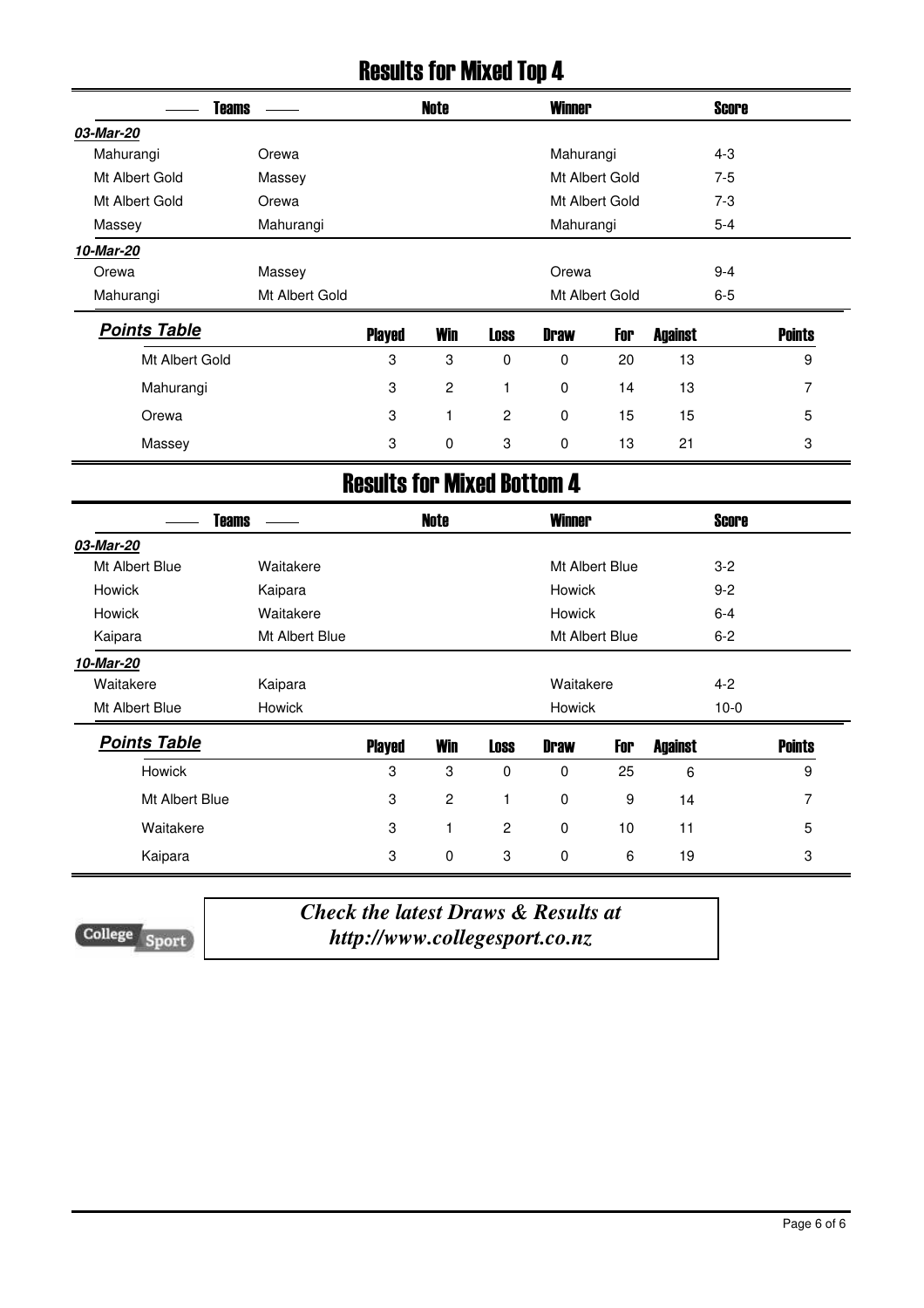# Results for Mixed Top 4

| —— Teams —— | | Note | Winner | Score |
|---|---|---|---|---|
| ***03-Mar-20*** | | | | |
| Mahurangi | Orewa | | Mahurangi | 4-3 |
| Mt Albert Gold | Massey | | Mt Albert Gold | 7-5 |
| Mt Albert Gold | Orewa | | Mt Albert Gold | 7-3 |
| Massey | Mahurangi | | Mahurangi | 5-4 |
| ***10-Mar-20*** | | | | |
| Orewa | Massey | | Orewa | 9-4 |
| Mahurangi | Mt Albert Gold | | Mt Albert Gold | 6-5 |

| ***Points Table*** | Played | Win | Loss | Draw | For | Against | Points |
|---|---|---|---|---|---|---|---|
| Mt Albert Gold | 3 | 3 | 0 | 0 | 20 | 13 | 9 |
| Mahurangi | 3 | 2 | 1 | 0 | 14 | 13 | 7 |
| Orewa | 3 | 1 | 2 | 0 | 15 | 15 | 5 |
| Massey | 3 | 0 | 3 | 0 | 13 | 21 | 3 |

# Results for Mixed Bottom 4

| —— Teams —— | | Note | Winner | Score |
|---|---|---|---|---|
| ***03-Mar-20*** | | | | |
| Mt Albert Blue | Waitakere | | Mt Albert Blue | 3-2 |
| Howick | Kaipara | | Howick | 9-2 |
| Howick | Waitakere | | Howick | 6-4 |
| Kaipara | Mt Albert Blue | | Mt Albert Blue | 6-2 |
| ***10-Mar-20*** | | | | |
| Waitakere | Kaipara | | Waitakere | 4-2 |
| Mt Albert Blue | Howick | | Howick | 10-0 |

| ***Points Table*** | Played | Win | Loss | Draw | For | Against | Points |
|---|---|---|---|---|---|---|---|
| Howick | 3 | 3 | 0 | 0 | 25 | 6 | 9 |
| Mt Albert Blue | 3 | 2 | 1 | 0 | 9 | 14 | 7 |
| Waitakere | 3 | 1 | 2 | 0 | 10 | 11 | 5 |
| Kaipara | 3 | 0 | 3 | 0 | 6 | 19 | 3 |

College Sport

***Check the latest Draws & Results at***
***http://www.collegesport.co.nz***